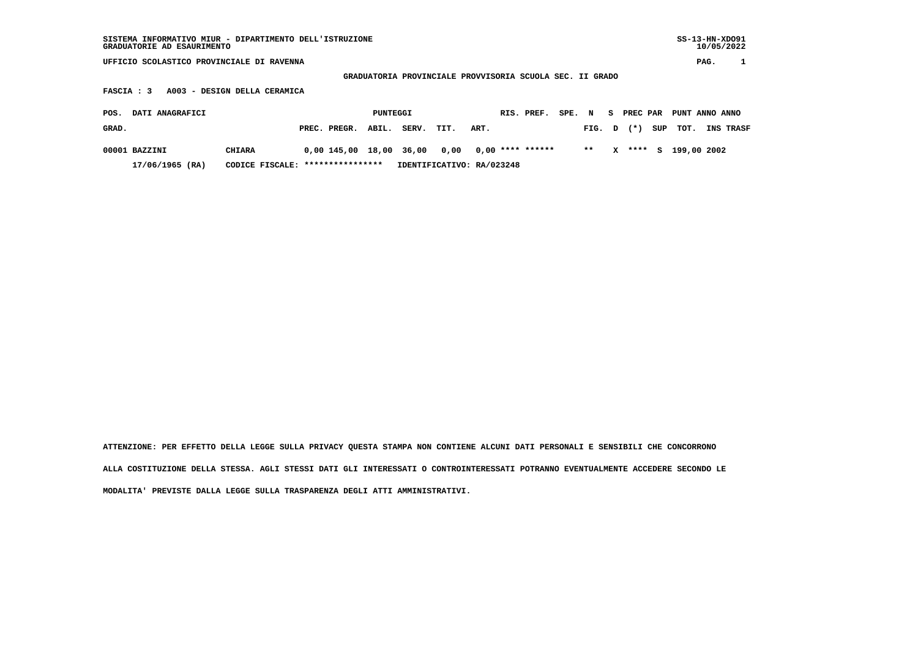SISTEMA INFORMATIVO MIUR - DIPARTIMENTO DELL'ISTRUZIONE
GRADUATORIE AD ESAURIMENTO

SS-13-HN-XDO91
10/05/2022

UFFICIO SCOLASTICO PROVINCIALE DI RAVENNA

## GRADUATORIA PROVINCIALE PROVVISORIA SCUOLA SEC. II GRADO

**FASCIA : 3 A003 - DESIGN DELLA CERAMICA**

| POS. GRAD. | DATI ANAGRAFICI | | PUNTEGGI PREC. | PREGR. | ABIL. | SERV. | TIT. | ART. | RIS. | PREF. | SPE. | N FIG. | S D | PREC PAR (*) | SUP | PUNT TOT. | ANNO INS | ANNO TRASF |
|---|---|---|---|---|---|---|---|---|---|---|---|---|---|---|---|---|---|---|
| 00001 | BAZZINI | CHIARA | 0,00 | 145,00 | 18,00 | 36,00 | 0,00 | 0,00 | **** | ****** | | ** | X | **** | S | 199,00 | 2002 | |
| | 17/06/1965 (RA) | CODICE FISCALE: **************** | IDENTIFICATIVO: RA/023248 | | | | | | | | | | | | | | | |

ATTENZIONE: PER EFFETTO DELLA LEGGE SULLA PRIVACY QUESTA STAMPA NON CONTIENE ALCUNI DATI PERSONALI E SENSIBILI CHE CONCORRONO ALLA COSTITUZIONE DELLA STESSA. AGLI STESSI DATI GLI INTERESSATI O CONTROINTERESSATI POTRANNO EVENTUALMENTE ACCEDERE SECONDO LE MODALITA' PREVISTE DALLA LEGGE SULLA TRASPARENZA DEGLI ATTI AMMINISTRATIVI.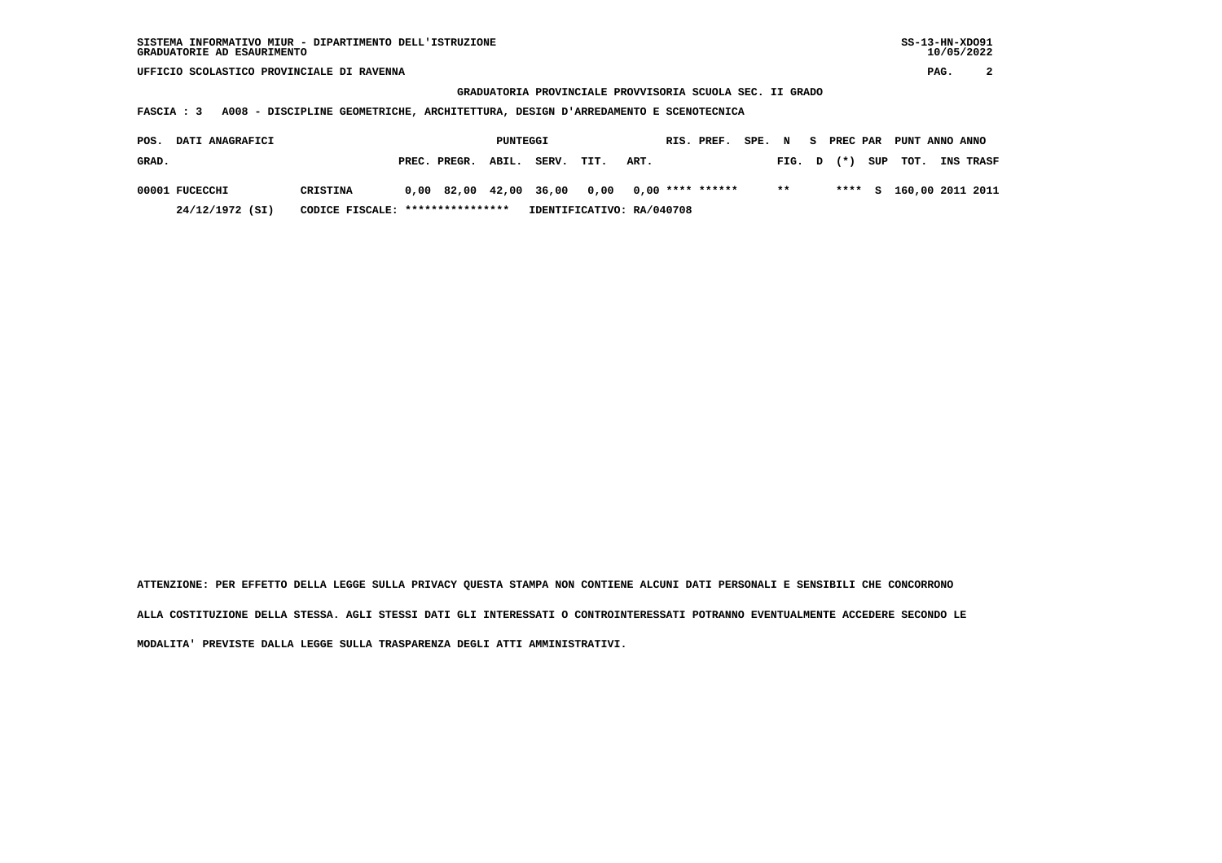UFFICIO SCOLASTICO PROVINCIALE DI RAVENNA

GRADUATORIA PROVINCIALE PROVVISORIA SCUOLA SEC. II GRADO

FASCIA : 3 A008 - DISCIPLINE GEOMETRICHE, ARCHITETTURA, DESIGN D'ARREDAMENTO E SCENOTECNICA

| POS. GRAD. | DATI ANAGRAFICI | | PUNTEGGI PREC. | PREGR. | ABIL. | SERV. | TIT. | ART. | RIS. | PREF. | SPE. | N FIG. | S D | PREC PAR (*) | SUP | PUNT TOT. | ANNO INS | ANNO TRASF |
|---|---|---|---|---|---|---|---|---|---|---|---|---|---|---|---|---|---|---|
| 00001 | FUCECCHI | CRISTINA | 0,00 | 82,00 | 42,00 | 36,00 | 0,00 | 0,00 | **** | ****** | | ** | | **** | S | 160,00 | 2011 | 2011 |
| | 24/12/1972 (SI) | CODICE FISCALE: **************** | IDENTIFICATIVO: RA/040708 | | | | | | | | | | | | | | | |

ATTENZIONE: PER EFFETTO DELLA LEGGE SULLA PRIVACY QUESTA STAMPA NON CONTIENE ALCUNI DATI PERSONALI E SENSIBILI CHE CONCORRONO ALLA COSTITUZIONE DELLA STESSA. AGLI STESSI DATI GLI INTERESSATI O CONTROINTERESSATI POTRANNO EVENTUALMENTE ACCEDERE SECONDO LE MODALITA' PREVISTE DALLA LEGGE SULLA TRASPARENZA DEGLI ATTI AMMINISTRATIVI.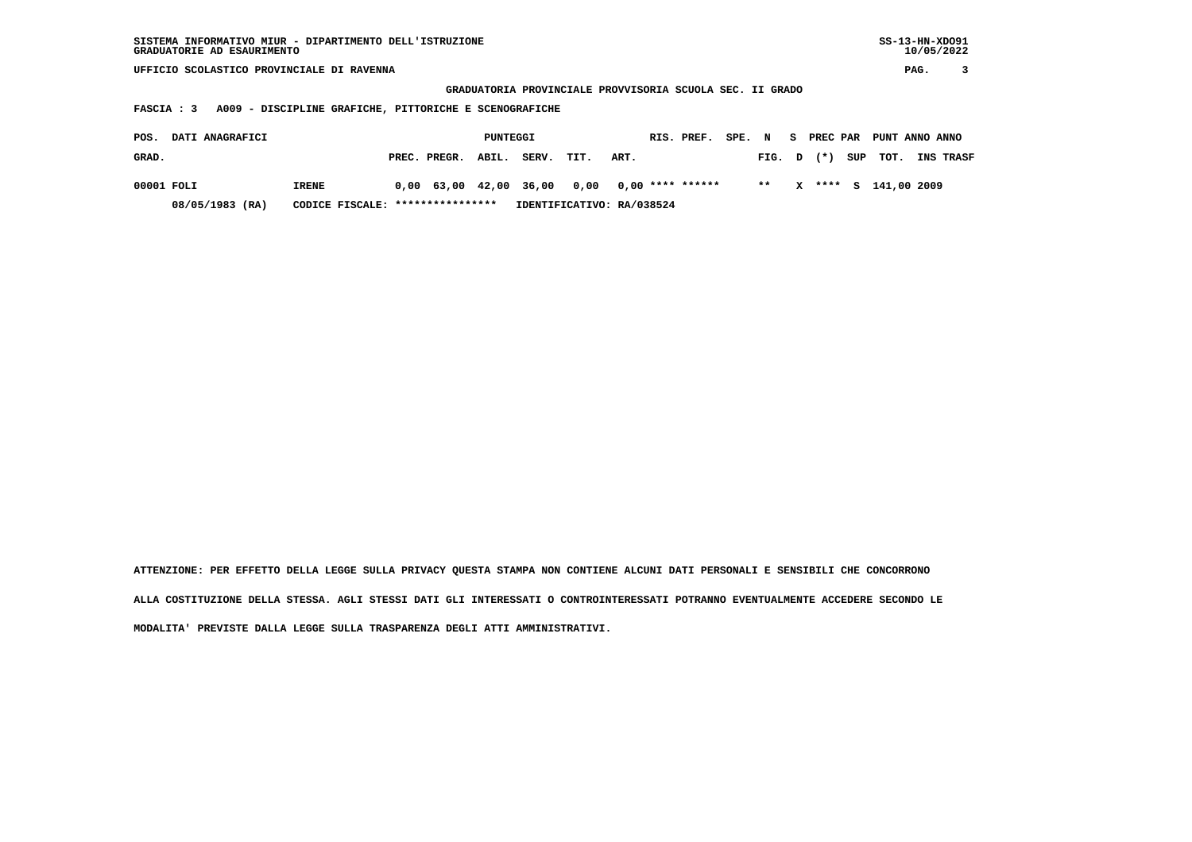SISTEMA INFORMATIVO MIUR - DIPARTIMENTO DELL'ISTRUZIONE
GRADUATORIE AD ESAURIMENTO

UFFICIO SCOLASTICO PROVINCIALE DI RAVENNA

GRADUATORIA PROVINCIALE PROVVISORIA SCUOLA SEC. II GRADO

FASCIA : 3 A009 - DISCIPLINE GRAFICHE, PITTORICHE E SCENOGRAFICHE

| POS. GRAD. | DATI ANAGRAFICI | | PUNTEGGI PREC. | PREGR. | ABIL. | SERV. | TIT. | ART. | RIS. | PREF. | SPE. FIG. | N D | S (*) | PREC PAR SUP | PUNT TOT. | ANNO INS | ANNO TRASF |
|---|---|---|---|---|---|---|---|---|---|---|---|---|---|---|---|---|---|
| 00001 | FOLI | IRENE | 0,00 | 63,00 | 42,00 | 36,00 | 0,00 | 0,00 | **** | ****** | ** | | X | **** S | 141,00 | 2009 | |
| | 08/05/1983 (RA) | CODICE FISCALE: **************** | IDENTIFICATIVO: RA/038524 | | | | | | | | | | | | | | |

ATTENZIONE: PER EFFETTO DELLA LEGGE SULLA PRIVACY QUESTA STAMPA NON CONTIENE ALCUNI DATI PERSONALI E SENSIBILI CHE CONCORRONO ALLA COSTITUZIONE DELLA STESSA. AGLI STESSI DATI GLI INTERESSATI O CONTROINTERESSATI POTRANNO EVENTUALMENTE ACCEDERE SECONDO LE MODALITA' PREVISTE DALLA LEGGE SULLA TRASPARENZA DEGLI ATTI AMMINISTRATIVI.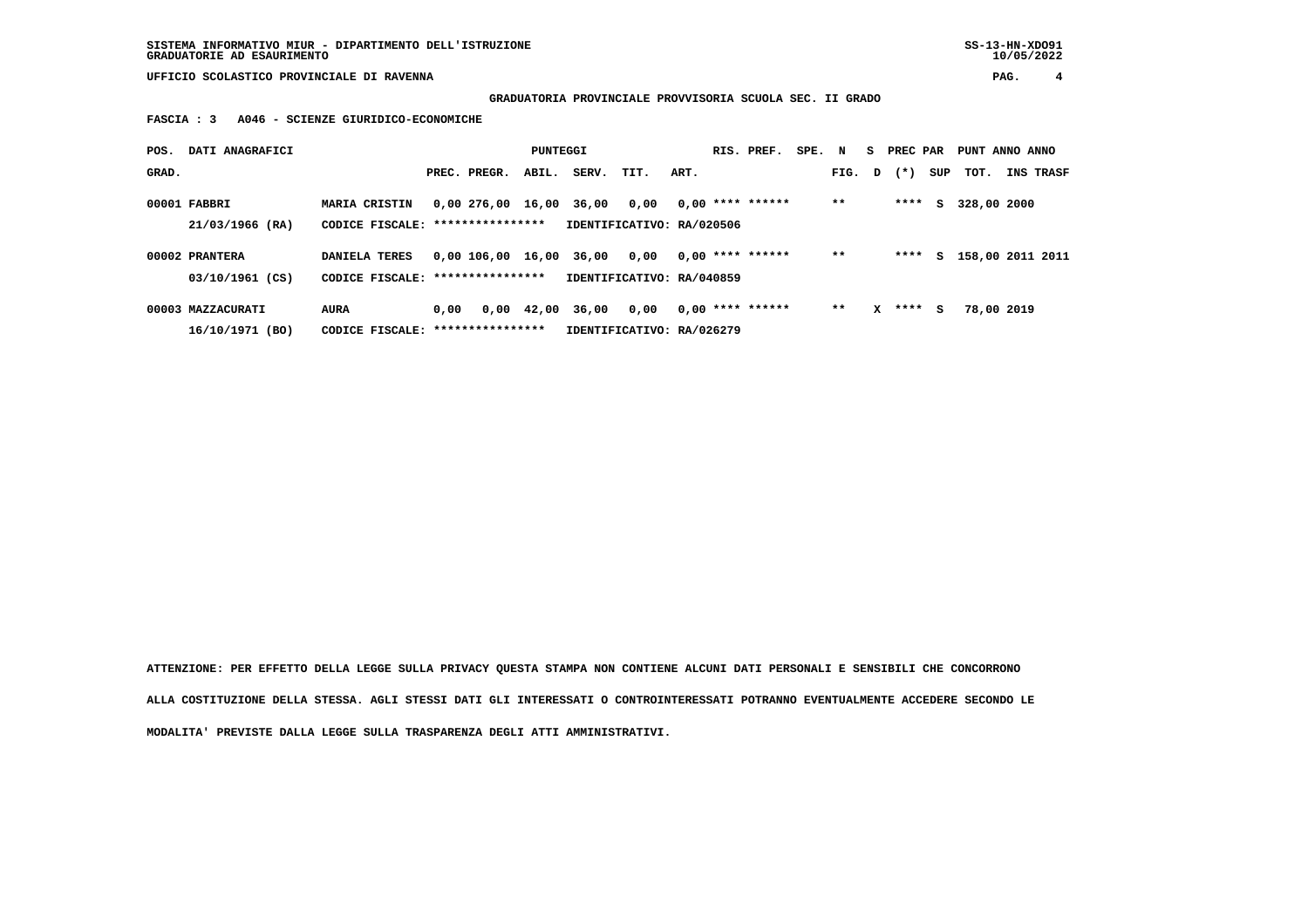SISTEMA INFORMATIVO MIUR - DIPARTIMENTO DELL'ISTRUZIONE
GRADUATORIE AD ESAURIMENTO

UFFICIO SCOLASTICO PROVINCIALE DI RAVENNA

**GRADUATORIA PROVINCIALE PROVVISORIA SCUOLA SEC. II GRADO**

**FASCIA : 3 A046 - SCIENZE GIURIDICO-ECONOMICHE**

| POS. GRAD. | DATI ANAGRAFICI | | PREC. | PREGR. | ABIL. | SERV. | TIT. | ART. | RIS. | PREF. | SPE. | N FIG. | S D | PREC (*) | PAR SUP | PUNT TOT. | ANNO INS | ANNO TRASF |
|---|---|---|---|---|---|---|---|---|---|---|---|---|---|---|---|---|---|---|
| 00001 | FABBRI 21/03/1966 (RA) | MARIA CRISTIN CODICE FISCALE: **************** | 0,00 | 276,00 | 16,00 | 36,00 | 0,00 | 0,00 | **** | ****** | | ** | | **** | S | 328,00 | 2000 | |
| | | IDENTIFICATIVO: RA/020506 | | | | | | | | | | | | | | | | |
| 00002 | PRANTERA 03/10/1961 (CS) | DANIELA TERES CODICE FISCALE: **************** | 0,00 | 106,00 | 16,00 | 36,00 | 0,00 | 0,00 | **** | ****** | | ** | | **** | S | 158,00 | 2011 | 2011 |
| | | IDENTIFICATIVO: RA/040859 | | | | | | | | | | | | | | | | |
| 00003 | MAZZACURATI 16/10/1971 (BO) | AURA CODICE FISCALE: **************** | 0,00 | 0,00 | 42,00 | 36,00 | 0,00 | 0,00 | **** | ****** | | ** | X | **** | S | 78,00 | 2019 | |
| | | IDENTIFICATIVO: RA/026279 | | | | | | | | | | | | | | | | |

**ATTENZIONE: PER EFFETTO DELLA LEGGE SULLA PRIVACY QUESTA STAMPA NON CONTIENE ALCUNI DATI PERSONALI E SENSIBILI CHE CONCORRONO ALLA COSTITUZIONE DELLA STESSA. AGLI STESSI DATI GLI INTERESSATI O CONTROINTERESSATI POTRANNO EVENTUALMENTE ACCEDERE SECONDO LE MODALITA' PREVISTE DALLA LEGGE SULLA TRASPARENZA DEGLI ATTI AMMINISTRATIVI.**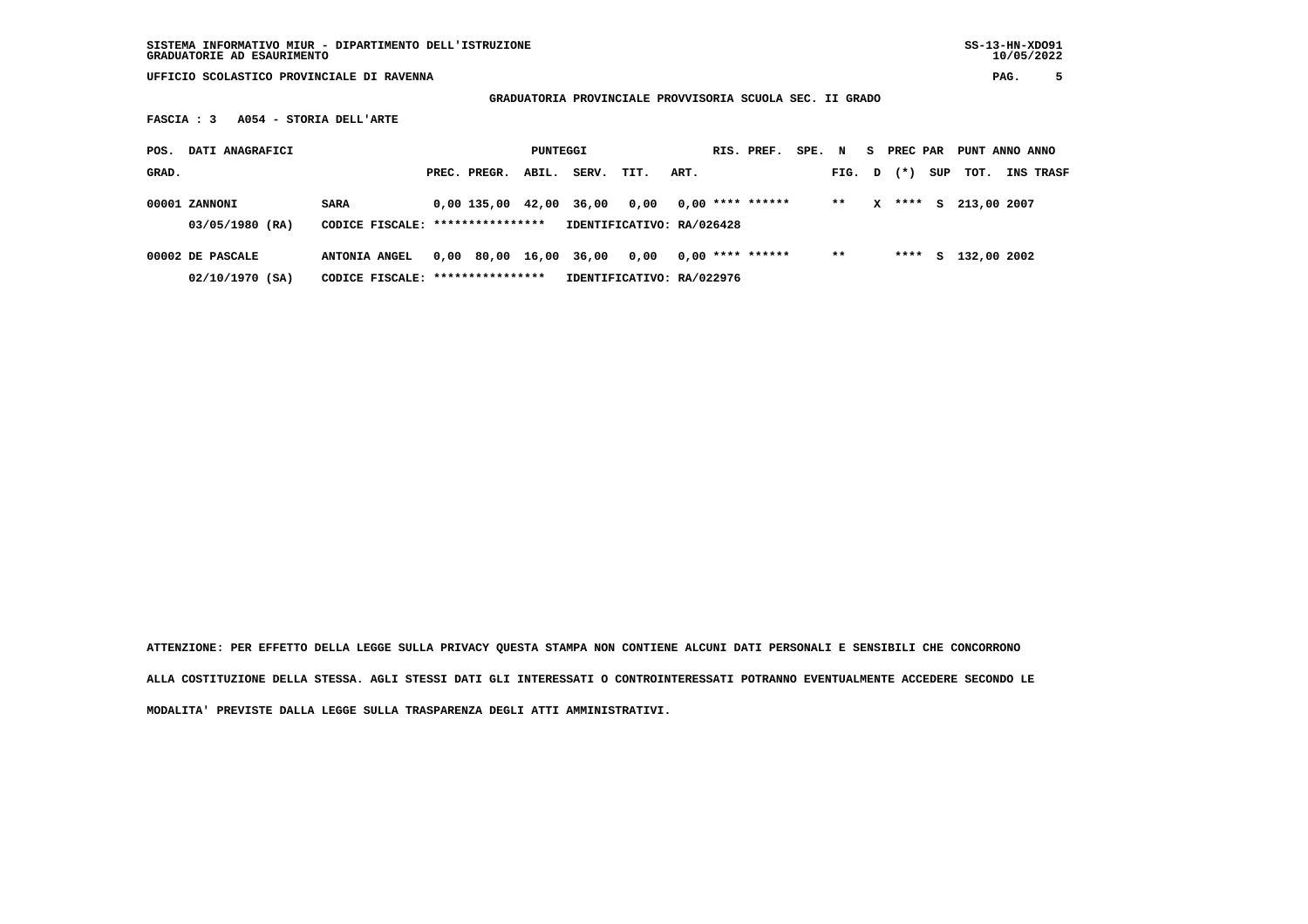SISTEMA INFORMATIVO MIUR - DIPARTIMENTO DELL'ISTRUZIONE
GRADUATORIE AD ESAURIMENTO

SS-13-HN-XDO91
10/05/2022

UFFICIO SCOLASTICO PROVINCIALE DI RAVENNA

## GRADUATORIA PROVINCIALE PROVVISORIA SCUOLA SEC. II GRADO

**FASCIA : 3 A054 - STORIA DELL'ARTE**

| POS. GRAD. | DATI ANAGRAFICI | | PUNTEGGI PREC. | PREGR. | ABIL. | SERV. | TIT. | ART. | RIS. | PREF. | SPE. | N FIG. | S D | PREC PAR (*) | SUP | PUNT TOT. | ANNO INS | ANNO TRASF |
|---|---|---|---|---|---|---|---|---|---|---|---|---|---|---|---|---|---|---|
| 00001 | ZANNONI | SARA | 0,00 | 135,00 | 42,00 | 36,00 | 0,00 | 0,00 | **** | ****** | | ** | X | **** | S | 213,00 | 2007 | |
| | 03/05/1980 (RA) | CODICE FISCALE: **************** | IDENTIFICATIVO: RA/026428 | | | | | | | | | | | | | | | |
| 00002 | DE PASCALE | ANTONIA ANGEL | 0,00 | 80,00 | 16,00 | 36,00 | 0,00 | 0,00 | **** | ****** | | ** | | **** | S | 132,00 | 2002 | |
| | 02/10/1970 (SA) | CODICE FISCALE: **************** | IDENTIFICATIVO: RA/022976 | | | | | | | | | | | | | | | |

ATTENZIONE: PER EFFETTO DELLA LEGGE SULLA PRIVACY QUESTA STAMPA NON CONTIENE ALCUNI DATI PERSONALI E SENSIBILI CHE CONCORRONO ALLA COSTITUZIONE DELLA STESSA. AGLI STESSI DATI GLI INTERESSATI O CONTROINTERESSATI POTRANNO EVENTUALMENTE ACCEDERE SECONDO LE MODALITA' PREVISTE DALLA LEGGE SULLA TRASPARENZA DEGLI ATTI AMMINISTRATIVI.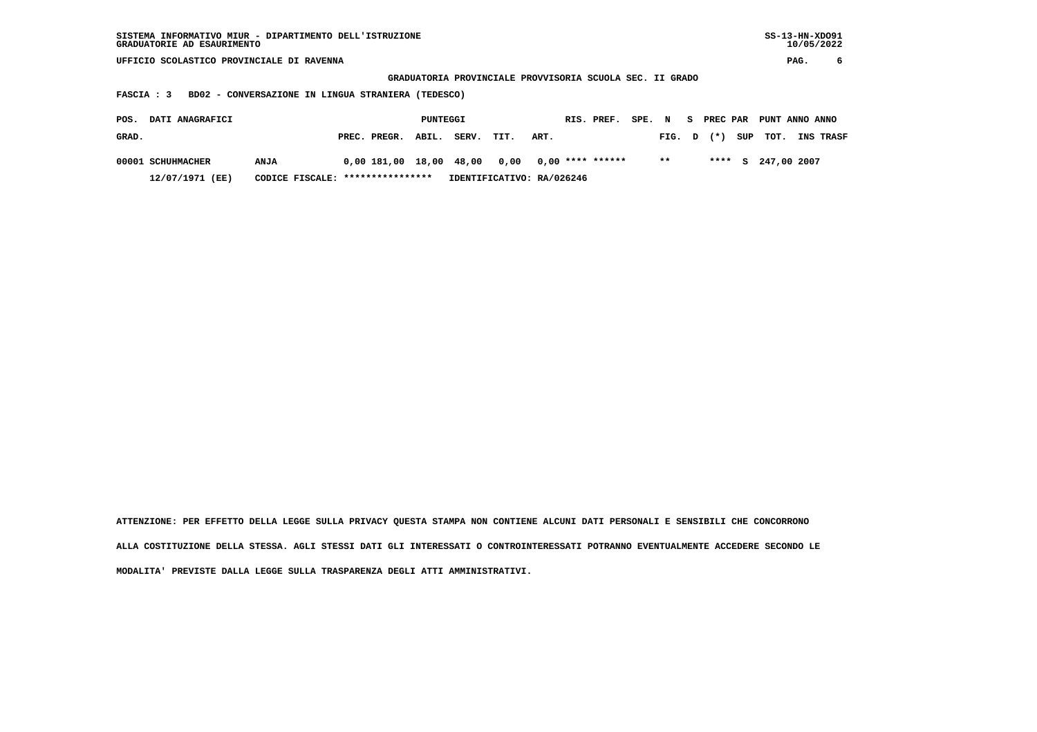SISTEMA INFORMATIVO MIUR - DIPARTIMENTO DELL'ISTRUZIONE
GRADUATORIE AD ESAURIMENTO

SS-13-HN-XDO91
10/05/2022

UFFICIO SCOLASTICO PROVINCIALE DI RAVENNA

GRADUATORIA PROVINCIALE PROVVISORIA SCUOLA SEC. II GRADO

FASCIA : 3 BD02 - CONVERSAZIONE IN LINGUA STRANIERA (TEDESCO)

| POS. GRAD. | DATI ANAGRAFICI | | PREC. | PREGR. | ABIL. | SERV. | TIT. | ART. | RIS. | PREF. | SPE. FIG. | N D | S (*) | PREC PAR SUP | PUNT TOT. | ANNO INS | ANNO TRASF |
|---|---|---|---|---|---|---|---|---|---|---|---|---|---|---|---|---|---|
| 00001 | SCHUHMACHER | ANJA | 0,00 | 181,00 | 18,00 | 48,00 | 0,00 | 0,00 | **** | ****** | ** | | **** | S | 247,00 | 2007 | |
| | 12/07/1971 (EE) | CODICE FISCALE: **************** | IDENTIFICATIVO: RA/026246 | | | | | | | | | | | | | | |

ATTENZIONE: PER EFFETTO DELLA LEGGE SULLA PRIVACY QUESTA STAMPA NON CONTIENE ALCUNI DATI PERSONALI E SENSIBILI CHE CONCORRONO ALLA COSTITUZIONE DELLA STESSA. AGLI STESSI DATI GLI INTERESSATI O CONTROINTERESSATI POTRANNO EVENTUALMENTE ACCEDERE SECONDO LE MODALITA' PREVISTE DALLA LEGGE SULLA TRASPARENZA DEGLI ATTI AMMINISTRATIVI.